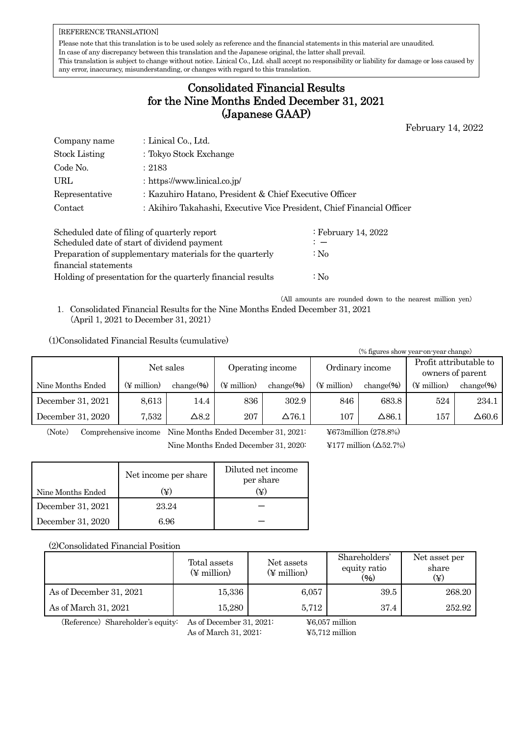[REFERENCE TRANSLATION]

Please note that this translation is to be used solely as reference and the financial statements in this material are unaudited.
In case of any discrepancy between this translation and the Japanese original, the latter shall prevail.
This translation is subject to change without notice. Linical Co., Ltd. shall accept no responsibility or liability for damage or loss caused by any error, inaccuracy, misunderstanding, or changes with regard to this translation.

# Consolidated Financial Results for the Nine Months Ended December 31, 2021 (Japanese GAAP)

February 14, 2022

| | |
|---|---|
| Company name | : Linical Co., Ltd. |
| Stock Listing | : Tokyo Stock Exchange |
| Code No. | : 2183 |
| URL | : https://www.linical.co.jp/ |
| Representative | : Kazuhiro Hatano, President & Chief Executive Officer |
| Contact | : Akihiro Takahashi, Executive Vice President, Chief Financial Officer |

| | |
|---|---|
| Scheduled date of filing of quarterly report | : February 14, 2022 |
| Scheduled date of start of dividend payment | : ― |
| Preparation of supplementary materials for the quarterly financial statements | : No |
| Holding of presentation for the quarterly financial results | : No |

(All amounts are rounded down to the nearest million yen)

1. Consolidated Financial Results for the Nine Months Ended December 31, 2021 (April 1, 2021 to December 31, 2021)

(1)Consolidated Financial Results (cumulative)

(% figures show year-on-year change)

| | Net sales | | Operating income | | Ordinary income | | Profit attributable to owners of parent | |
|---|---|---|---|---|---|---|---|---|
| Nine Months Ended | (¥ million) | change(%) | (¥ million) | change(%) | (¥ million) | change(%) | (¥ million) | change(%) |
| December 31, 2021 | 8,613 | 14.4 | 836 | 302.9 | 846 | 683.8 | 524 | 234.1 |
| December 31, 2020 | 7,532 | △8.2 | 207 | △76.1 | 107 | △86.1 | 157 | △60.6 |

(Note) Comprehensive income Nine Months Ended December 31, 2021: ¥673million (278.8%)
Nine Months Ended December 31, 2020: ¥177 million (△52.7%)

| Nine Months Ended | Net income per share (¥) | Diluted net income per share (¥) |
|---|---|---|
| December 31, 2021 | 23.24 | ― |
| December 31, 2020 | 6.96 | ― |

(2)Consolidated Financial Position

| | Total assets (¥ million) | Net assets (¥ million) | Shareholders' equity ratio (%) | Net asset per share (¥) |
|---|---|---|---|---|
| As of December 31, 2021 | 15,336 | 6,057 | 39.5 | 268.20 |
| As of March 31, 2021 | 15,280 | 5,712 | 37.4 | 252.92 |

(Reference) Shareholder's equity: As of December 31, 2021: ¥6,057 million
As of March 31, 2021: ¥5,712 million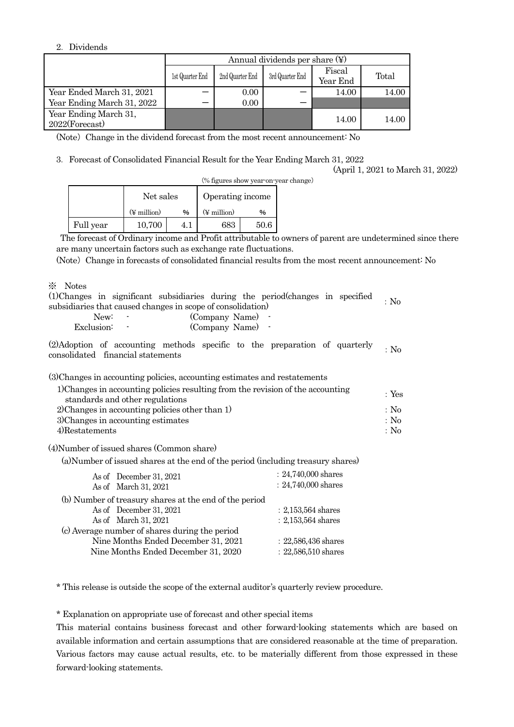2. Dividends

| | Annual dividends per share (¥) | | | | |
|---|---|---|---|---|---|
| | 1st Quarter End | 2nd Quarter End | 3rd Quarter End | Fiscal Year End | Total |
| Year Ended March 31, 2021 | － | 0.00 | － | 14.00 | 14.00 |
| Year Ending March 31, 2022 | － | 0.00 | － | | |
| Year Ending March 31, 2022(Forecast) | | | | 14.00 | 14.00 |

(Note) Change in the dividend forecast from the most recent announcement: No

3. Forecast of Consolidated Financial Result for the Year Ending March 31, 2022

(April 1, 2021 to March 31, 2022)

(% figures show year-on-year change)

| | Net sales | | Operating income | |
|---|---|---|---|---|
| | (¥ million) | % | (¥ million) | % |
| Full year | 10,700 | 4.1 | 683 | 50.6 |

The forecast of Ordinary income and Profit attributable to owners of parent are undetermined since there are many uncertain factors such as exchange rate fluctuations.

(Note) Change in forecasts of consolidated financial results from the most recent announcement: No

※ Notes

(1)Changes in significant subsidiaries during the period(changes in specified subsidiaries that caused changes in scope of consolidation) : No

New: - (Company Name) -

Exclusion: - (Company Name) -

(2)Adoption of accounting methods specific to the preparation of quarterly consolidated financial statements : No

(3)Changes in accounting policies, accounting estimates and restatements

1)Changes in accounting policies resulting from the revision of the accounting standards and other regulations : Yes

2)Changes in accounting policies other than 1) : No

3)Changes in accounting estimates : No

4)Restatements : No

(4)Number of issued shares (Common share)

(a)Number of issued shares at the end of the period (including treasury shares)

As of December 31, 2021 : 24,740,000 shares

As of March 31, 2021 : 24,740,000 shares

(b) Number of treasury shares at the end of the period

As of December 31, 2021 : 2,153,564 shares

As of March 31, 2021 : 2,153,564 shares

(c) Average number of shares during the period

Nine Months Ended December 31, 2021 : 22,586,436 shares

Nine Months Ended December 31, 2020 : 22,586,510 shares

\* This release is outside the scope of the external auditor's quarterly review procedure.

\* Explanation on appropriate use of forecast and other special items

This material contains business forecast and other forward-looking statements which are based on available information and certain assumptions that are considered reasonable at the time of preparation. Various factors may cause actual results, etc. to be materially different from those expressed in these forward-looking statements.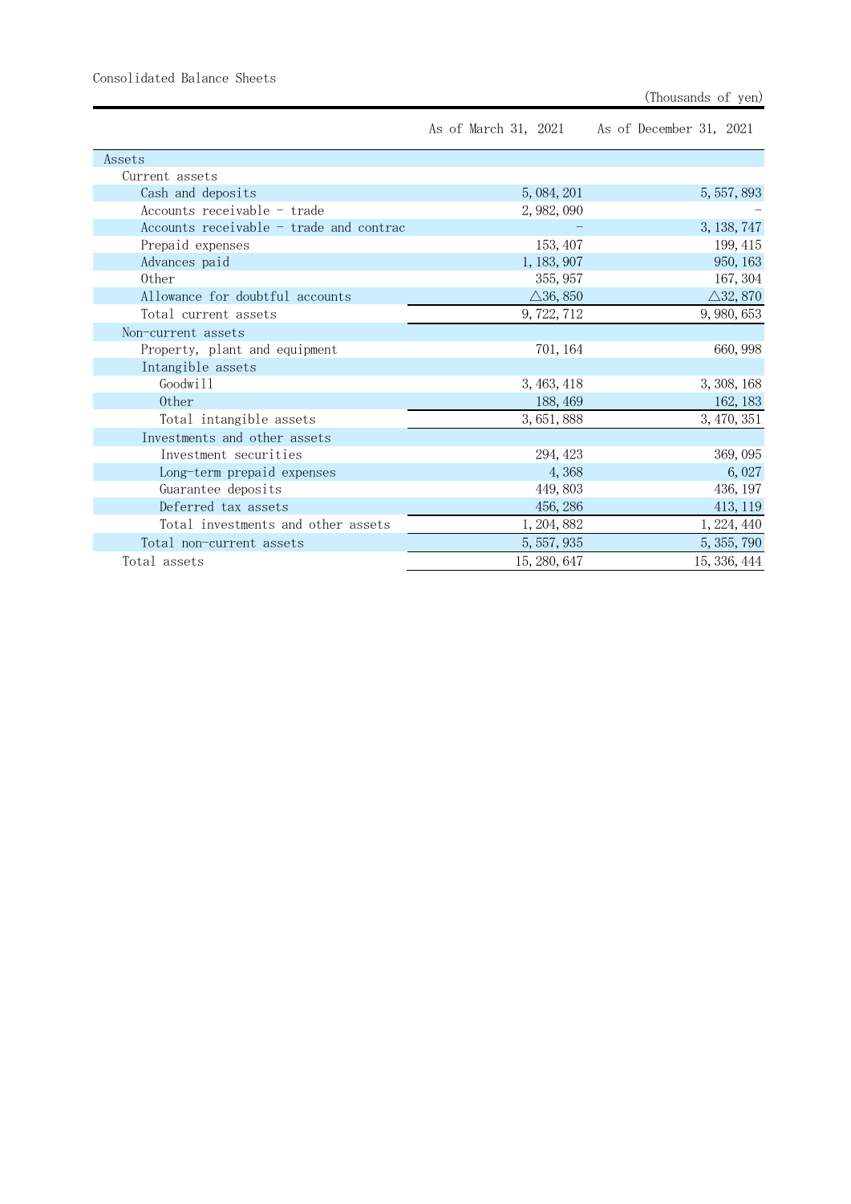Consolidated Balance Sheets

(Thousands of yen)

| | As of March 31, 2021 | As of December 31, 2021 |
|---|---|---|
| Assets | | |
| Current assets | | |
| Cash and deposits | 5,084,201 | 5,557,893 |
| Accounts receivable - trade | 2,982,090 | - |
| Accounts receivable - trade and contrac | - | 3,138,747 |
| Prepaid expenses | 153,407 | 199,415 |
| Advances paid | 1,183,907 | 950,163 |
| Other | 355,957 | 167,304 |
| Allowance for doubtful accounts | △36,850 | △32,870 |
| Total current assets | 9,722,712 | 9,980,653 |
| Non-current assets | | |
| Property, plant and equipment | 701,164 | 660,998 |
| Intangible assets | | |
| Goodwill | 3,463,418 | 3,308,168 |
| Other | 188,469 | 162,183 |
| Total intangible assets | 3,651,888 | 3,470,351 |
| Investments and other assets | | |
| Investment securities | 294,423 | 369,095 |
| Long-term prepaid expenses | 4,368 | 6,027 |
| Guarantee deposits | 449,803 | 436,197 |
| Deferred tax assets | 456,286 | 413,119 |
| Total investments and other assets | 1,204,882 | 1,224,440 |
| Total non-current assets | 5,557,935 | 5,355,790 |
| Total assets | 15,280,647 | 15,336,444 |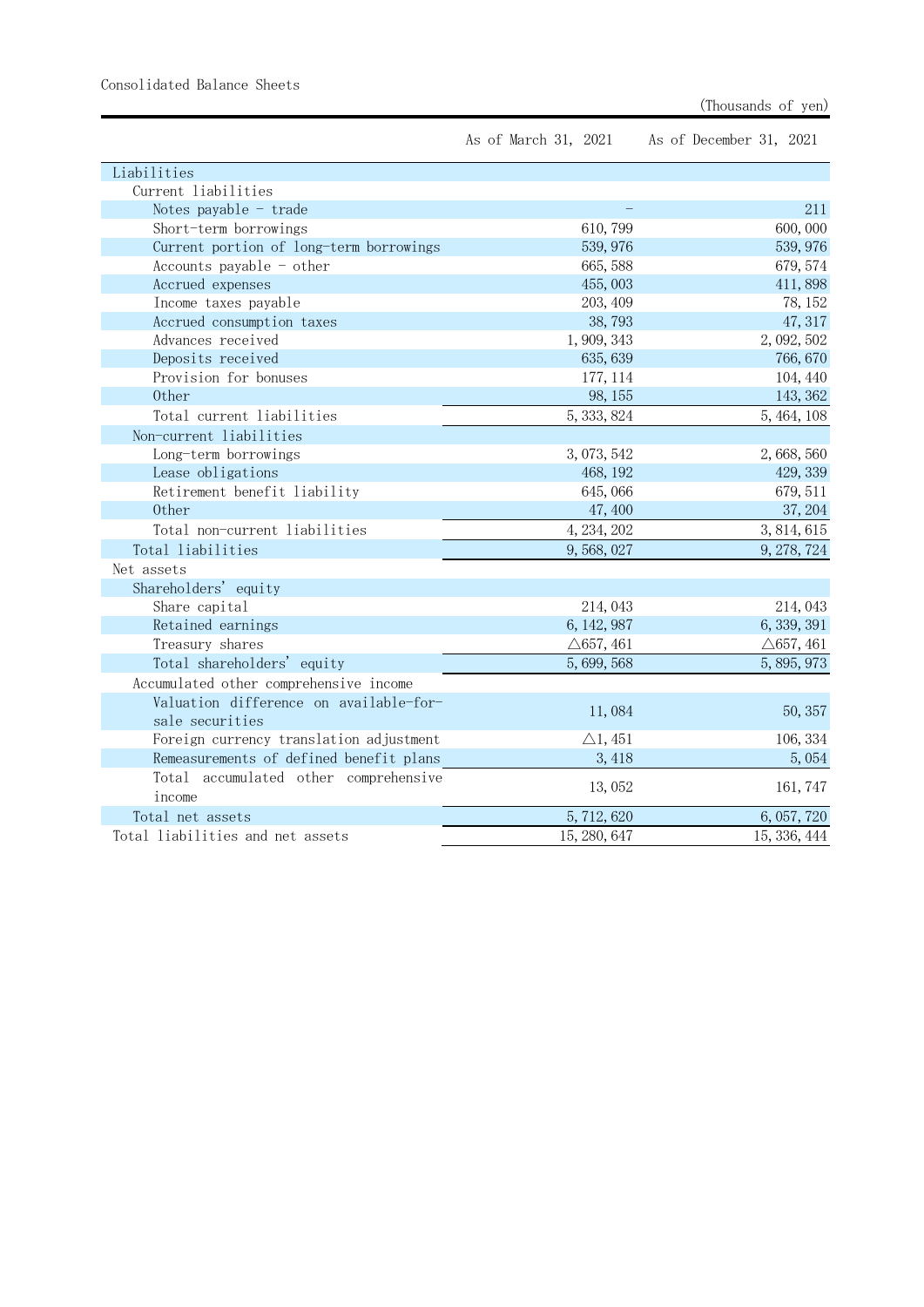Consolidated Balance Sheets

(Thousands of yen)

| | As of March 31, 2021 | As of December 31, 2021 |
|---|---|---|
| Liabilities | | |
| Current liabilities | | |
| Notes payable - trade | – | 211 |
| Short-term borrowings | 610,799 | 600,000 |
| Current portion of long-term borrowings | 539,976 | 539,976 |
| Accounts payable - other | 665,588 | 679,574 |
| Accrued expenses | 455,003 | 411,898 |
| Income taxes payable | 203,409 | 78,152 |
| Accrued consumption taxes | 38,793 | 47,317 |
| Advances received | 1,909,343 | 2,092,502 |
| Deposits received | 635,639 | 766,670 |
| Provision for bonuses | 177,114 | 104,440 |
| Other | 98,155 | 143,362 |
| Total current liabilities | 5,333,824 | 5,464,108 |
| Non-current liabilities | | |
| Long-term borrowings | 3,073,542 | 2,668,560 |
| Lease obligations | 468,192 | 429,339 |
| Retirement benefit liability | 645,066 | 679,511 |
| Other | 47,400 | 37,204 |
| Total non-current liabilities | 4,234,202 | 3,814,615 |
| Total liabilities | 9,568,027 | 9,278,724 |
| Net assets | | |
| Shareholders' equity | | |
| Share capital | 214,043 | 214,043 |
| Retained earnings | 6,142,987 | 6,339,391 |
| Treasury shares | △657,461 | △657,461 |
| Total shareholders' equity | 5,699,568 | 5,895,973 |
| Accumulated other comprehensive income | | |
| Valuation difference on available-for-sale securities | 11,084 | 50,357 |
| Foreign currency translation adjustment | △1,451 | 106,334 |
| Remeasurements of defined benefit plans | 3,418 | 5,054 |
| Total accumulated other comprehensive income | 13,052 | 161,747 |
| Total net assets | 5,712,620 | 6,057,720 |
| Total liabilities and net assets | 15,280,647 | 15,336,444 |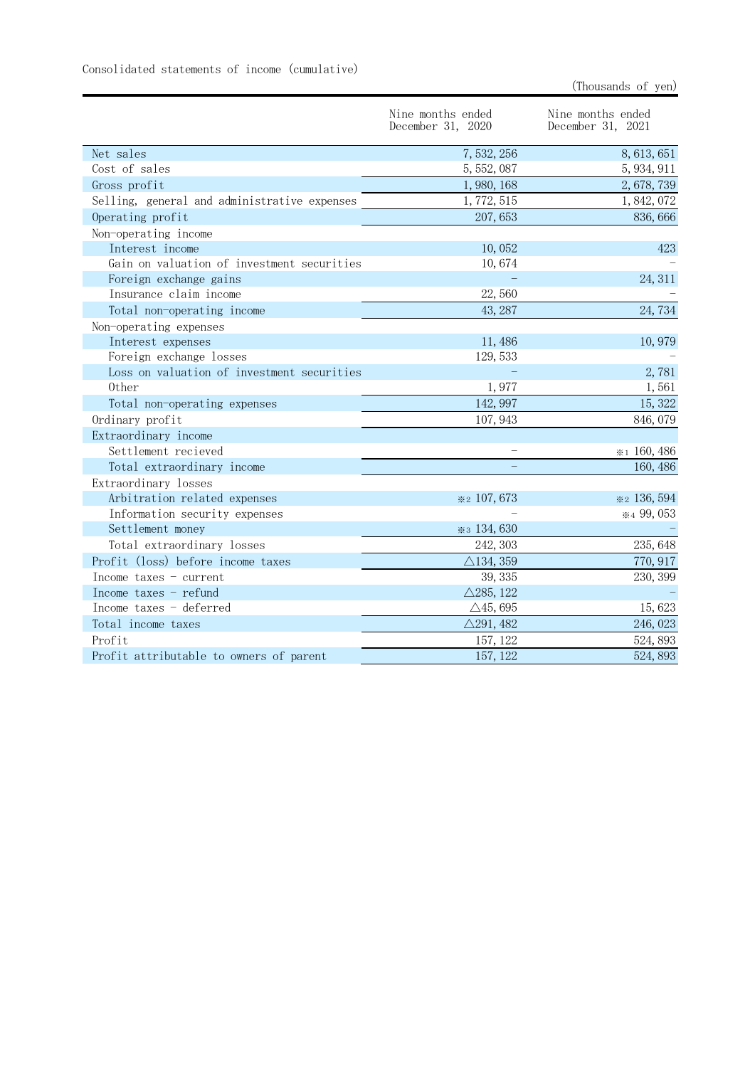Consolidated statements of income (cumulative)

(Thousands of yen)

| | Nine months ended December 31, 2020 | Nine months ended December 31, 2021 |
|---|---|---|
| Net sales | 7,532,256 | 8,613,651 |
| Cost of sales | 5,552,087 | 5,934,911 |
| Gross profit | 1,980,168 | 2,678,739 |
| Selling, general and administrative expenses | 1,772,515 | 1,842,072 |
| Operating profit | 207,653 | 836,666 |
| Non-operating income | | |
| Interest income | 10,052 | 423 |
| Gain on valuation of investment securities | 10,674 | – |
| Foreign exchange gains | – | 24,311 |
| Insurance claim income | 22,560 | – |
| Total non-operating income | 43,287 | 24,734 |
| Non-operating expenses | | |
| Interest expenses | 11,486 | 10,979 |
| Foreign exchange losses | 129,533 | – |
| Loss on valuation of investment securities | – | 2,781 |
| Other | 1,977 | 1,561 |
| Total non-operating expenses | 142,997 | 15,322 |
| Ordinary profit | 107,943 | 846,079 |
| Extraordinary income | | |
| Settlement recieved | – | ※1 160,486 |
| Total extraordinary income | – | 160,486 |
| Extraordinary losses | | |
| Arbitration related expenses | ※2 107,673 | ※2 136,594 |
| Information security expenses | – | ※4 99,053 |
| Settlement money | ※3 134,630 | – |
| Total extraordinary losses | 242,303 | 235,648 |
| Profit (loss) before income taxes | △134,359 | 770,917 |
| Income taxes - current | 39,335 | 230,399 |
| Income taxes - refund | △285,122 | – |
| Income taxes - deferred | △45,695 | 15,623 |
| Total income taxes | △291,482 | 246,023 |
| Profit | 157,122 | 524,893 |
| Profit attributable to owners of parent | 157,122 | 524,893 |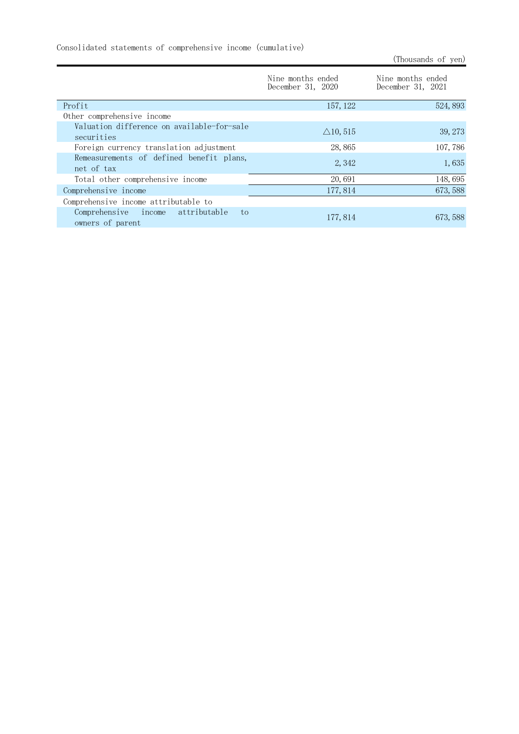Consolidated statements of comprehensive income (cumulative)

(Thousands of yen)

| | Nine months ended December 31, 2020 | Nine months ended December 31, 2021 |
|---|---|---|
| Profit | 157,122 | 524,893 |
| Other comprehensive income | | |
| Valuation difference on available-for-sale securities | △10,515 | 39,273 |
| Foreign currency translation adjustment | 28,865 | 107,786 |
| Remeasurements of defined benefit plans, net of tax | 2,342 | 1,635 |
| Total other comprehensive income | 20,691 | 148,695 |
| Comprehensive income | 177,814 | 673,588 |
| Comprehensive income attributable to | | |
| Comprehensive income attributable to owners of parent | 177,814 | 673,588 |